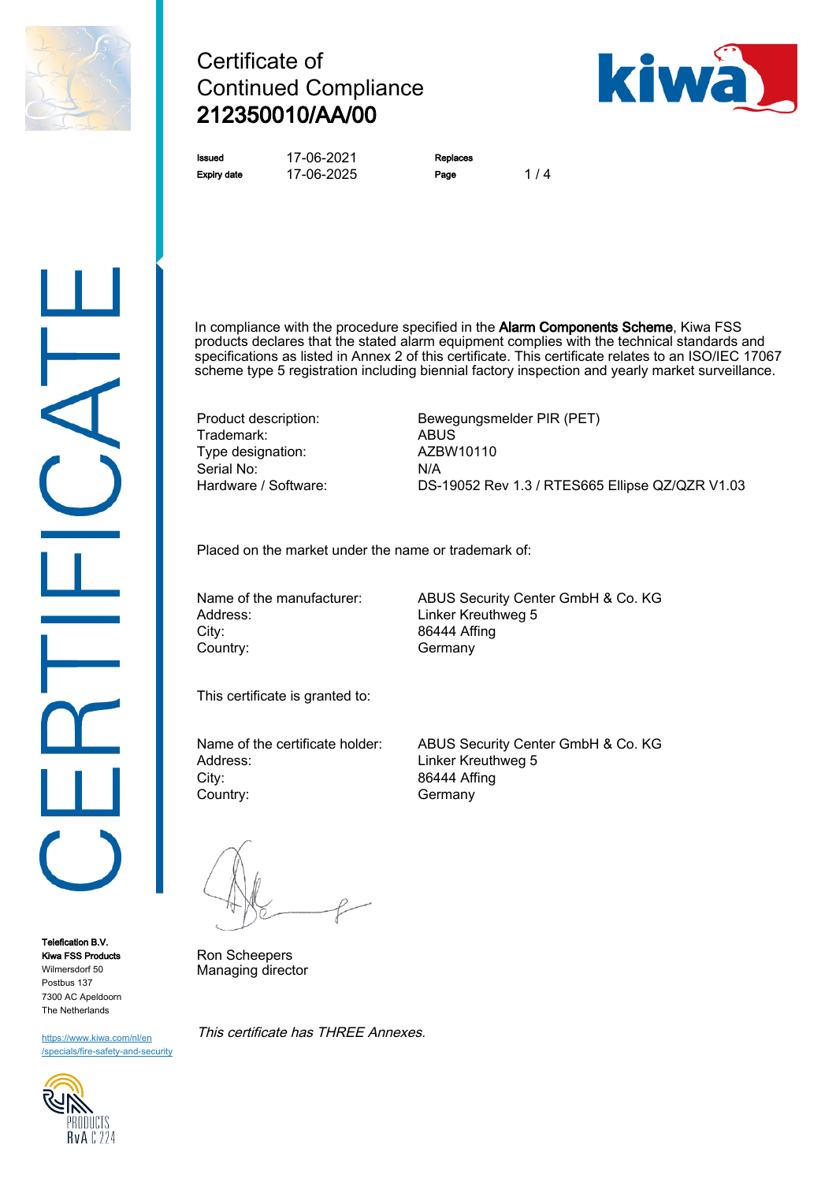# Certificate of Continued Compliance
## 212350010/AA/00

| | | | |
|---|---|---|---|
| **Issued** | 17-06-2021 | **Replaces** | |
| **Expiry date** | 17-06-2025 | **Page** | 1 / 4 |

In compliance with the procedure specified in the **Alarm Components Scheme**, Kiwa FSS products declares that the stated alarm equipment complies with the technical standards and specifications as listed in Annex 2 of this certificate. This certificate relates to an ISO/IEC 17067 scheme type 5 registration including biennial factory inspection and yearly market surveillance.

| | |
|---|---|
| Product description: | Bewegungsmelder PIR (PET) |
| Trademark: | ABUS |
| Type designation: | AZBW10110 |
| Serial No: | N/A |
| Hardware / Software: | DS-19052 Rev 1.3 / RTES665 Ellipse QZ/QZR V1.03 |

Placed on the market under the name or trademark of:

| | |
|---|---|
| Name of the manufacturer: | ABUS Security Center GmbH & Co. KG |
| Address: | Linker Kreuthweg 5 |
| City: | 86444 Affing |
| Country: | Germany |

This certificate is granted to:

| | |
|---|---|
| Name of the certificate holder: | ABUS Security Center GmbH & Co. KG |
| Address: | Linker Kreuthweg 5 |
| City: | 86444 Affing |
| Country: | Germany |

Ron Scheepers
Managing director

*This certificate has THREE Annexes.*

**Telefication B.V.**
**Kiwa FSS Products**
Wilmersdorf 50
Postbus 137
7300 AC Apeldoorn
The Netherlands

https://www.kiwa.com/nl/en/specials/fire-safety-and-security

RvA C 224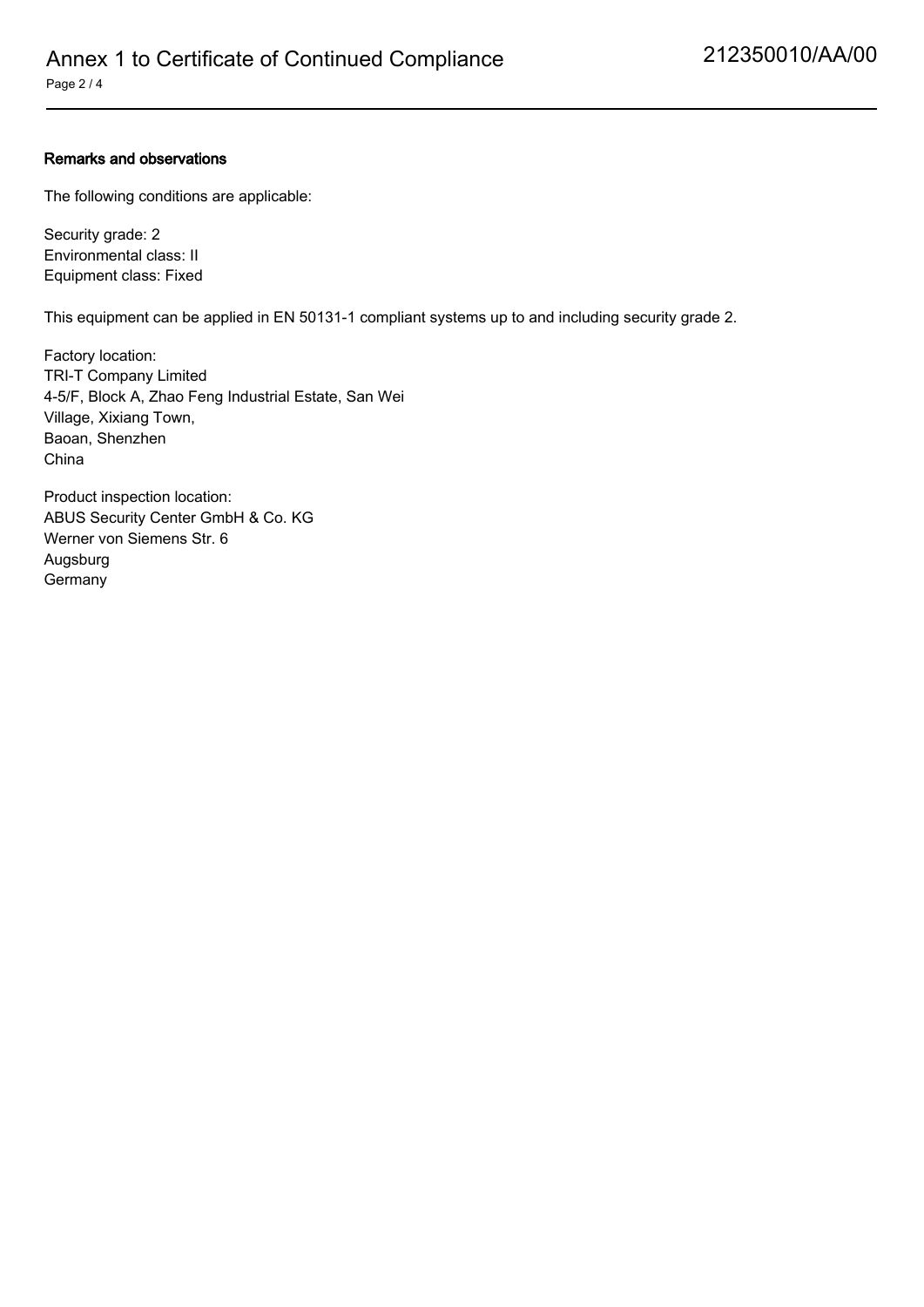**Remarks and observations**

The following conditions are applicable:

Security grade: 2
Environmental class: II
Equipment class: Fixed

This equipment can be applied in EN 50131-1 compliant systems up to and including security grade 2.

Factory location:
TRI-T Company Limited
4-5/F, Block A, Zhao Feng Industrial Estate, San Wei
Village, Xixiang Town,
Baoan, Shenzhen
China

Product inspection location:
ABUS Security Center GmbH & Co. KG
Werner von Siemens Str. 6
Augsburg
Germany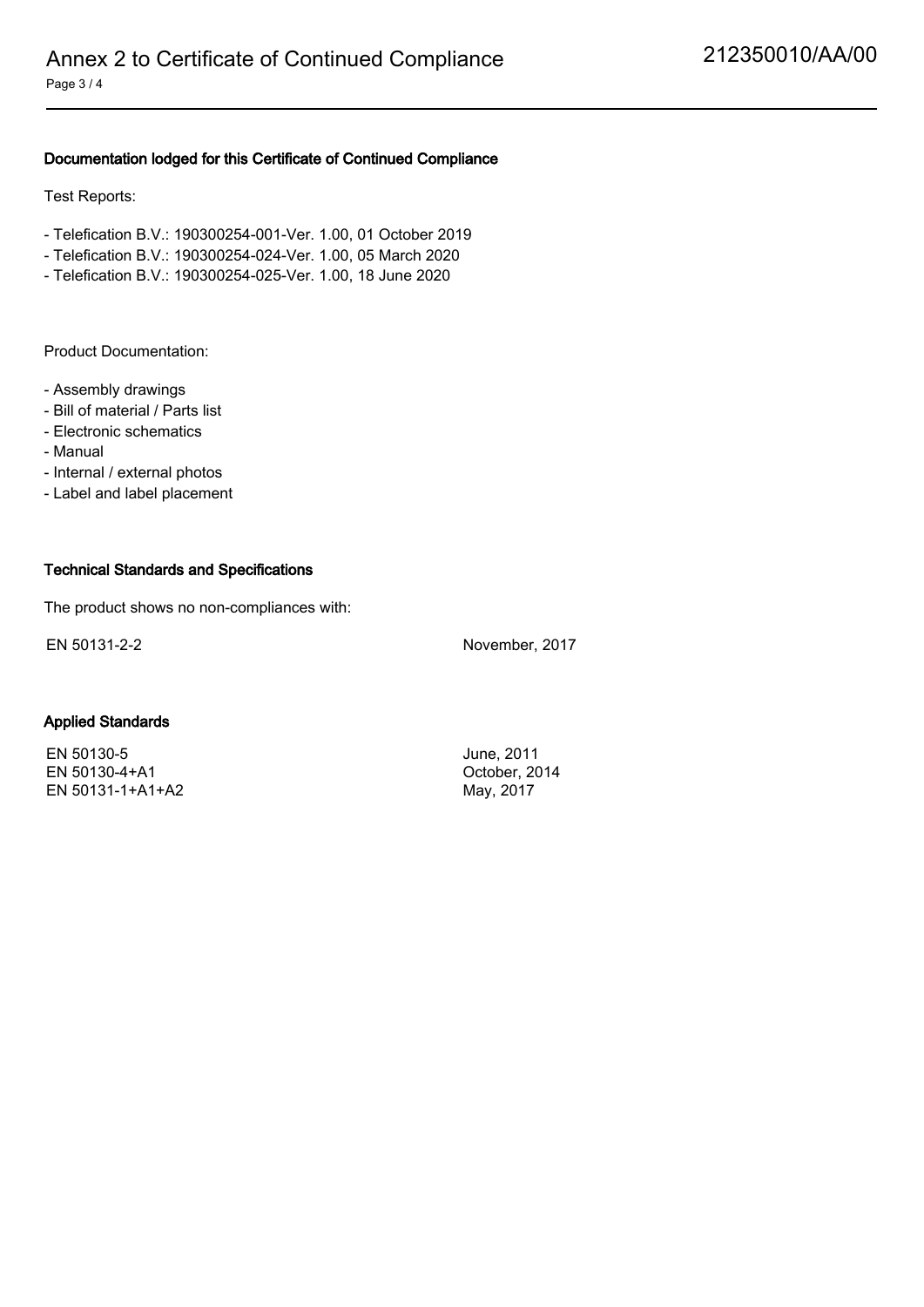## Documentation lodged for this Certificate of Continued Compliance

Test Reports:

- Telefication B.V.: 190300254-001-Ver. 1.00, 01 October 2019
- Telefication B.V.: 190300254-024-Ver. 1.00, 05 March 2020
- Telefication B.V.: 190300254-025-Ver. 1.00, 18 June 2020

Product Documentation:

- Assembly drawings
- Bill of material / Parts list
- Electronic schematics
- Manual
- Internal / external photos
- Label and label placement

## Technical Standards and Specifications

The product shows no non-compliances with:

| | |
|---|---|
| EN 50131-2-2 | November, 2017 |

## Applied Standards

| | |
|---|---|
| EN 50130-5 | June, 2011 |
| EN 50130-4+A1 | October, 2014 |
| EN 50131-1+A1+A2 | May, 2017 |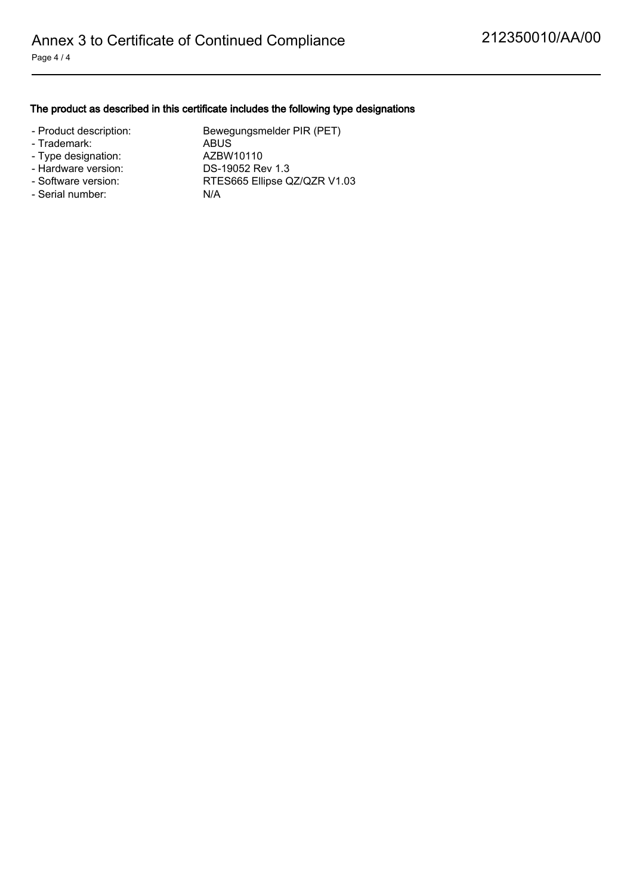**The product as described in this certificate includes the following type designations**

- Product description: Bewegungsmelder PIR (PET)
- Trademark: ABUS
- Type designation: AZBW10110
- Hardware version: DS-19052 Rev 1.3
- Software version: RTES665 Ellipse QZ/QZR V1.03
- Serial number: N/A